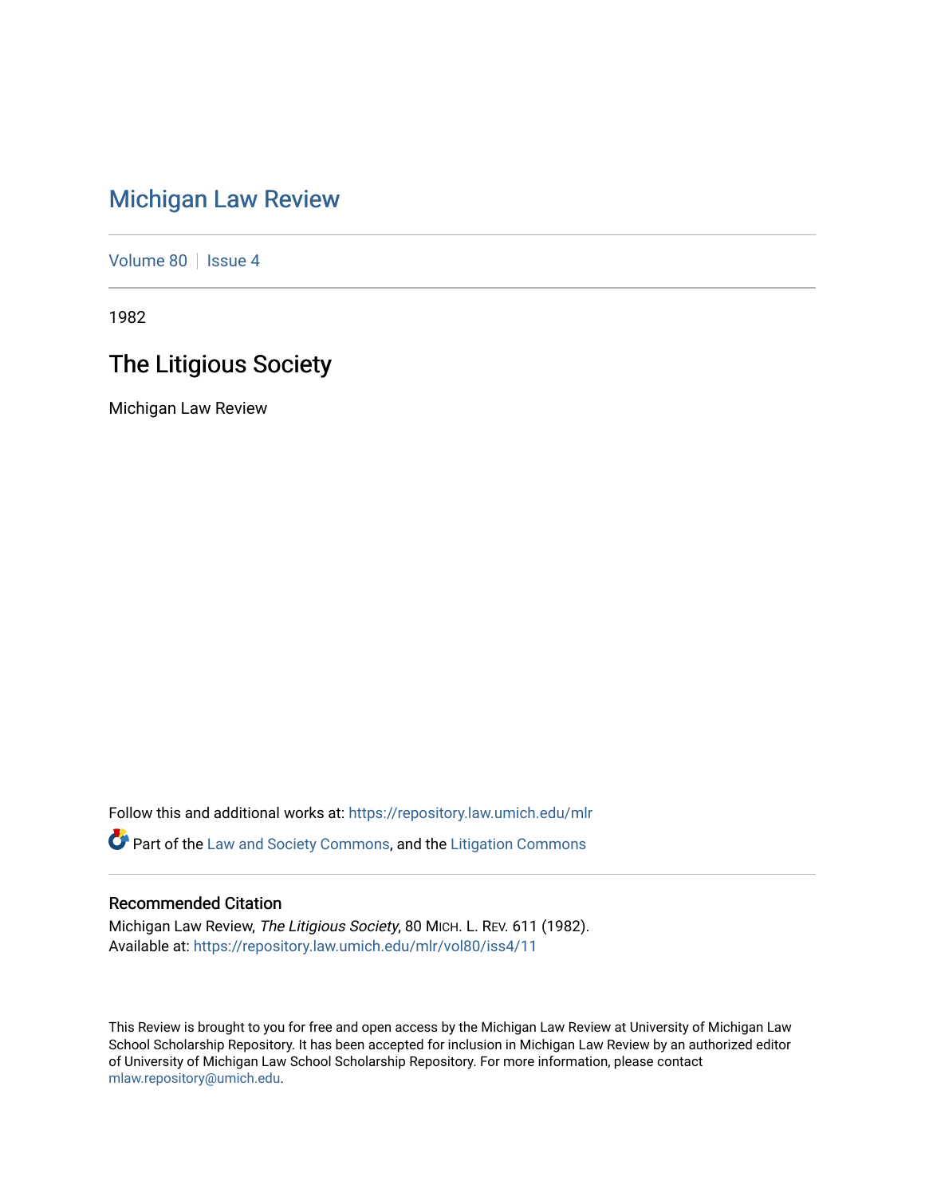# Michigan Law Review

Volume 80 | Issue 4

1982

## The Litigious Society

Michigan Law Review

Follow this and additional works at: https://repository.law.umich.edu/mlr

Part of the Law and Society Commons, and the Litigation Commons

### Recommended Citation

Michigan Law Review, *The Litigious Society*, 80 MICH. L. REV. 611 (1982).
Available at: https://repository.law.umich.edu/mlr/vol80/iss4/11

This Review is brought to you for free and open access by the Michigan Law Review at University of Michigan Law School Scholarship Repository. It has been accepted for inclusion in Michigan Law Review by an authorized editor of University of Michigan Law School Scholarship Repository. For more information, please contact mlaw.repository@umich.edu.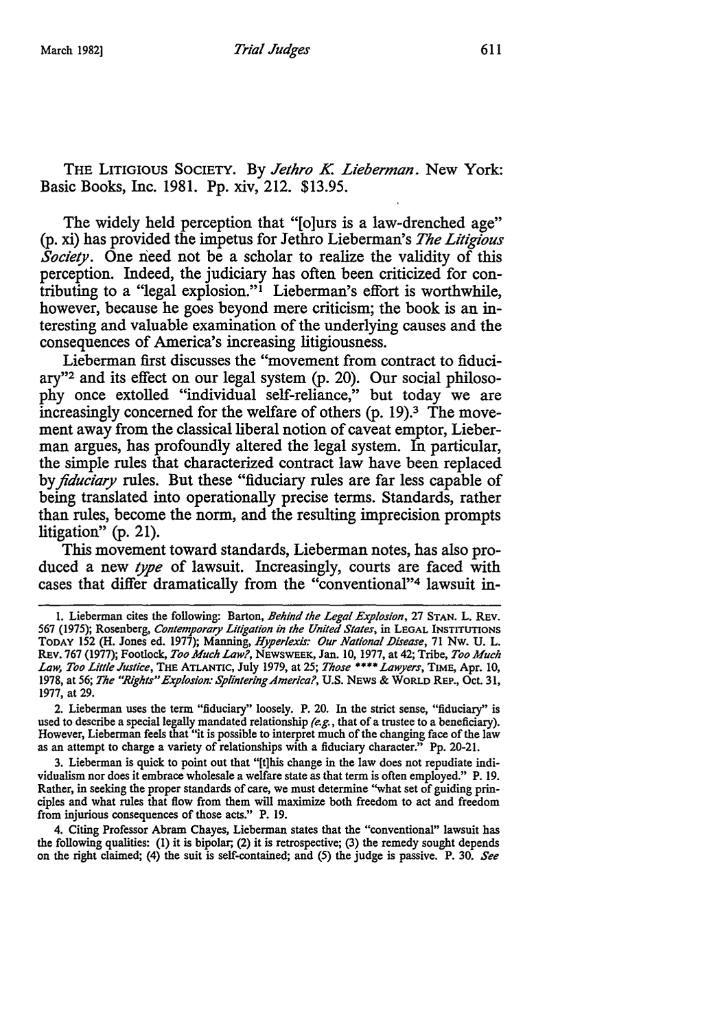THE LITIGIOUS SOCIETY. By *Jethro K. Lieberman*. New York: Basic Books, Inc. 1981. Pp. xiv, 212. $13.95.

The widely held perception that "[o]urs is a law-drenched age" (p. xi) has provided the impetus for Jethro Lieberman's *The Litigious Society*. One need not be a scholar to realize the validity of this perception. Indeed, the judiciary has often been criticized for contributing to a "legal explosion."[1] Lieberman's effort is worthwhile, however, because he goes beyond mere criticism; the book is an interesting and valuable examination of the underlying causes and the consequences of America's increasing litigiousness.

Lieberman first discusses the "movement from contract to fiduciary"[2] and its effect on our legal system (p. 20). Our social philosophy once extolled "individual self-reliance," but today we are increasingly concerned for the welfare of others (p. 19).[3] The movement away from the classical liberal notion of caveat emptor, Lieberman argues, has profoundly altered the legal system. In particular, the simple rules that characterized contract law have been replaced by *fiduciary* rules. But these "fiduciary rules are far less capable of being translated into operationally precise terms. Standards, rather than rules, become the norm, and the resulting imprecision prompts litigation" (p. 21).

This movement toward standards, Lieberman notes, has also produced a new *type* of lawsuit. Increasingly, courts are faced with cases that differ dramatically from the "conventional"[4] lawsuit in-

---

1. Lieberman cites the following: Barton, *Behind the Legal Explosion*, 27 STAN. L. REV. 567 (1975); Rosenberg, *Contemporary Litigation in the United States*, in LEGAL INSTITUTIONS TODAY 152 (H. Jones ed. 1977); Manning, *Hyperlexis: Our National Disease*, 71 NW. U. L. REV. 767 (1977); Footlock, *Too Much Law?*, NEWSWEEK, Jan. 10, 1977, at 42; Tribe, *Too Much Law, Too Little Justice*, THE ATLANTIC, July 1979, at 25; *Those \*\*\*\* Lawyers*, TIME, Apr. 10, 1978, at 56; *The "Rights" Explosion: Splintering America?*, U.S. NEWS & WORLD REP., Oct. 31, 1977, at 29.

2. Lieberman uses the term "fiduciary" loosely. P. 20. In the strict sense, "fiduciary" is used to describe a special legally mandated relationship (*e.g.*, that of a trustee to a beneficiary). However, Lieberman feels that "it is possible to interpret much of the changing face of the law as an attempt to charge a variety of relationships with a fiduciary character." Pp. 20-21.

3. Lieberman is quick to point out that "[t]his change in the law does not repudiate individualism nor does it embrace wholesale a welfare state as that term is often employed." P. 19. Rather, in seeking the proper standards of care, we must determine "what set of guiding principles and what rules that flow from them will maximize both freedom to act and freedom from injurious consequences of those acts." P. 19.

4. Citing Professor Abram Chayes, Lieberman states that the "conventional" lawsuit has the following qualities: (1) it is bipolar; (2) it is retrospective; (3) the remedy sought depends on the right claimed; (4) the suit is self-contained; and (5) the judge is passive. P. 30. *See*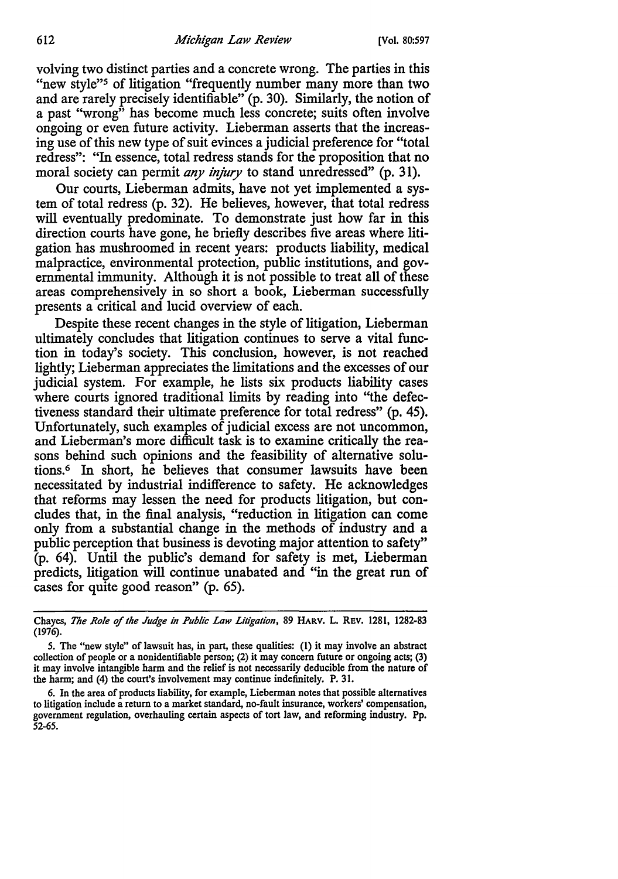volving two distinct parties and a concrete wrong. The parties in this "new style"[5] of litigation "frequently number many more than two and are rarely precisely identifiable" (p. 30). Similarly, the notion of a past "wrong" has become much less concrete; suits often involve ongoing or even future activity. Lieberman asserts that the increasing use of this new type of suit evinces a judicial preference for "total redress": "In essence, total redress stands for the proposition that no moral society can permit *any injury* to stand unredressed" (p. 31).

Our courts, Lieberman admits, have not yet implemented a system of total redress (p. 32). He believes, however, that total redress will eventually predominate. To demonstrate just how far in this direction courts have gone, he briefly describes five areas where litigation has mushroomed in recent years: products liability, medical malpractice, environmental protection, public institutions, and governmental immunity. Although it is not possible to treat all of these areas comprehensively in so short a book, Lieberman successfully presents a critical and lucid overview of each.

Despite these recent changes in the style of litigation, Lieberman ultimately concludes that litigation continues to serve a vital function in today's society. This conclusion, however, is not reached lightly; Lieberman appreciates the limitations and the excesses of our judicial system. For example, he lists six products liability cases where courts ignored traditional limits by reading into "the defectiveness standard their ultimate preference for total redress" (p. 45). Unfortunately, such examples of judicial excess are not uncommon, and Lieberman's more difficult task is to examine critically the reasons behind such opinions and the feasibility of alternative solutions.[6] In short, he believes that consumer lawsuits have been necessitated by industrial indifference to safety. He acknowledges that reforms may lessen the need for products litigation, but concludes that, in the final analysis, "reduction in litigation can come only from a substantial change in the methods of industry and a public perception that business is devoting major attention to safety" (p. 64). Until the public's demand for safety is met, Lieberman predicts, litigation will continue unabated and "in the great run of cases for quite good reason" (p. 65).

---

Chayes, *The Role of the Judge in Public Law Litigation*, 89 HARV. L. REV. 1281, 1282-83 (1976).

5. The "new style" of lawsuit has, in part, these qualities: (1) it may involve an abstract collection of people or a nonidentifiable person; (2) it may concern future or ongoing acts; (3) it may involve intangible harm and the relief is not necessarily deducible from the nature of the harm; and (4) the court's involvement may continue indefinitely. P. 31.

6. In the area of products liability, for example, Lieberman notes that possible alternatives to litigation include a return to a market standard, no-fault insurance, workers' compensation, government regulation, overhauling certain aspects of tort law, and reforming industry. Pp. 52-65.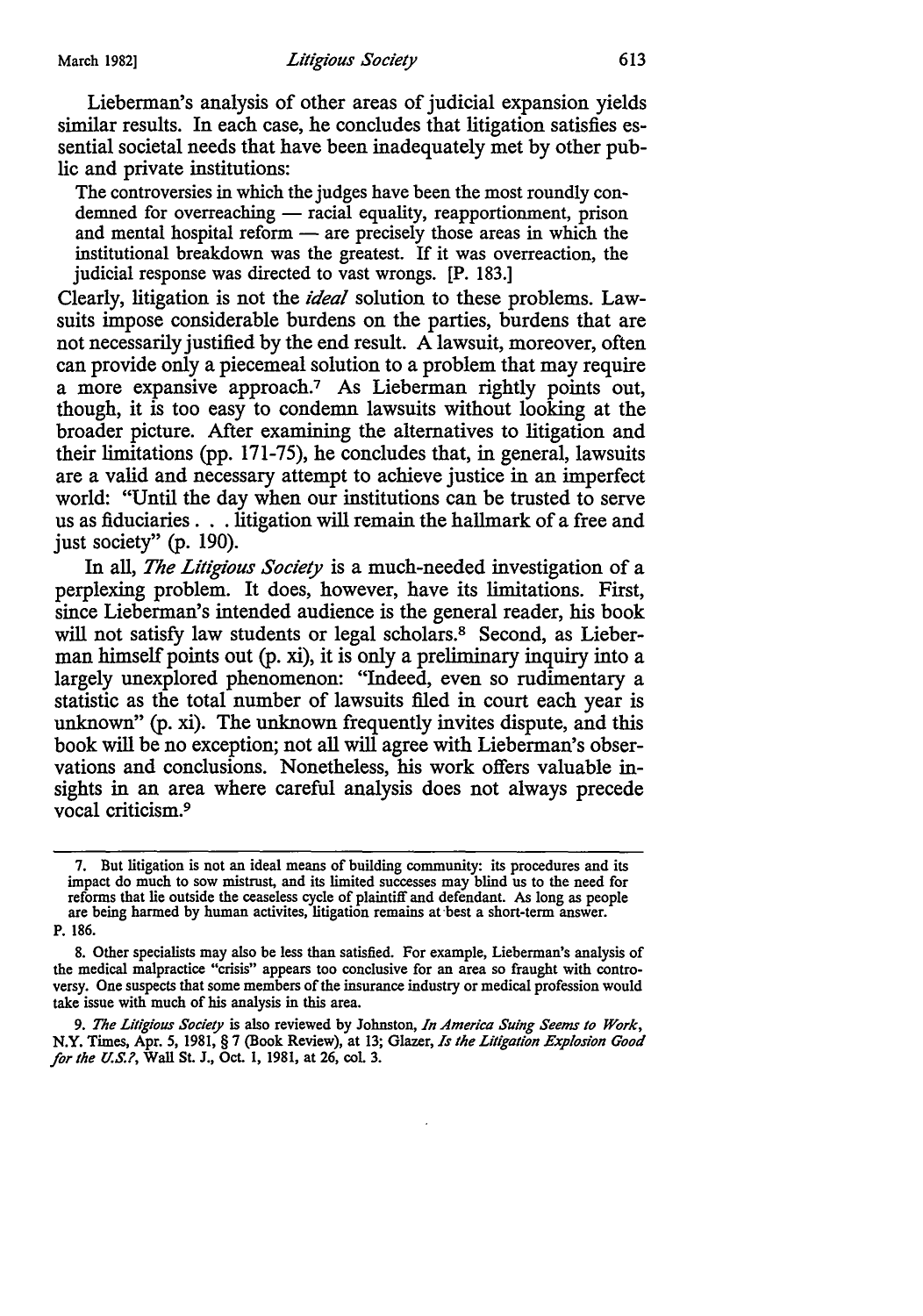Lieberman's analysis of other areas of judicial expansion yields similar results. In each case, he concludes that litigation satisfies essential societal needs that have been inadequately met by other public and private institutions:

> The controversies in which the judges have been the most roundly condemned for overreaching — racial equality, reapportionment, prison and mental hospital reform — are precisely those areas in which the institutional breakdown was the greatest. If it was overreaction, the judicial response was directed to vast wrongs. [P. 183.]

Clearly, litigation is not the *ideal* solution to these problems. Lawsuits impose considerable burdens on the parties, burdens that are not necessarily justified by the end result. A lawsuit, moreover, often can provide only a piecemeal solution to a problem that may require a more expansive approach.[7] As Lieberman rightly points out, though, it is too easy to condemn lawsuits without looking at the broader picture. After examining the alternatives to litigation and their limitations (pp. 171-75), he concludes that, in general, lawsuits are a valid and necessary attempt to achieve justice in an imperfect world: "Until the day when our institutions can be trusted to serve us as fiduciaries . . . litigation will remain the hallmark of a free and just society" (p. 190).

In all, *The Litigious Society* is a much-needed investigation of a perplexing problem. It does, however, have its limitations. First, since Lieberman's intended audience is the general reader, his book will not satisfy law students or legal scholars.[8] Second, as Lieberman himself points out (p. xi), it is only a preliminary inquiry into a largely unexplored phenomenon: "Indeed, even so rudimentary a statistic as the total number of lawsuits filed in court each year is unknown" (p. xi). The unknown frequently invites dispute, and this book will be no exception; not all will agree with Lieberman's observations and conclusions. Nonetheless, his work offers valuable insights in an area where careful analysis does not always precede vocal criticism.[9]

---

7. But litigation is not an ideal means of building community: its procedures and its impact do much to sow mistrust, and its limited successes may blind us to the need for reforms that lie outside the ceaseless cycle of plaintiff and defendant. As long as people are being harmed by human activites, litigation remains at best a short-term answer. P. 186.

8. Other specialists may also be less than satisfied. For example, Lieberman's analysis of the medical malpractice "crisis" appears too conclusive for an area so fraught with controversy. One suspects that some members of the insurance industry or medical profession would take issue with much of his analysis in this area.

9. *The Litigious Society* is also reviewed by Johnston, *In America Suing Seems to Work*, N.Y. Times, Apr. 5, 1981, § 7 (Book Review), at 13; Glazer, *Is the Litigation Explosion Good for the U.S.?*, Wall St. J., Oct. 1, 1981, at 26, col. 3.